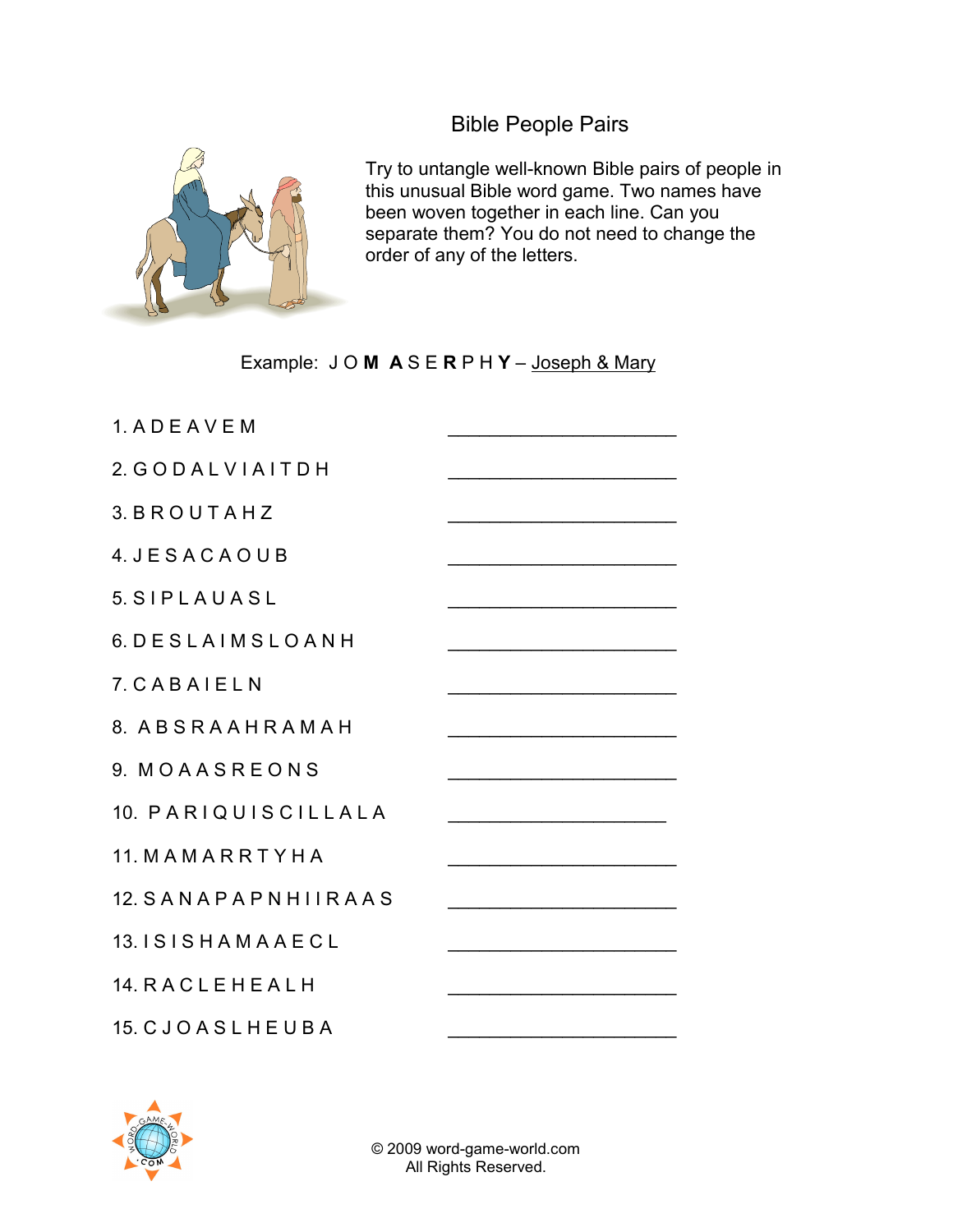# Bible People Pairs

Try to untangle well-known Bible pairs of people in this unusual Bible word game. Two names have been woven together in each line. Can you separate them? You do not need to change the order of any of the letters.

Example: J O **M** **A** S E **R** P H **Y** – Joseph & Mary

1. A D E A V E M ______________________
2. G O D A L V I A I T D H ______________________
3. B R O U T A H Z ______________________
4. J E S A C A O U B ______________________
5. S I P L A U A S L ______________________
6. D E S L A I M S L O A N H ______________________
7. C A B A I E L N ______________________
8. A B S R A A H R A M A H ______________________
9. M O A A S R E O N S ______________________
10. P A R I Q U I S C I L L A L A ______________________
11. M A M A R R T Y H A ______________________
12. S A N A P A P N H I I R A A S ______________________
13. I S I S H A M A A E C L ______________________
14. R A C L E H E A L H ______________________
15. C J O A S L H E U B A ______________________

© 2009 word-game-world.com
All Rights Reserved.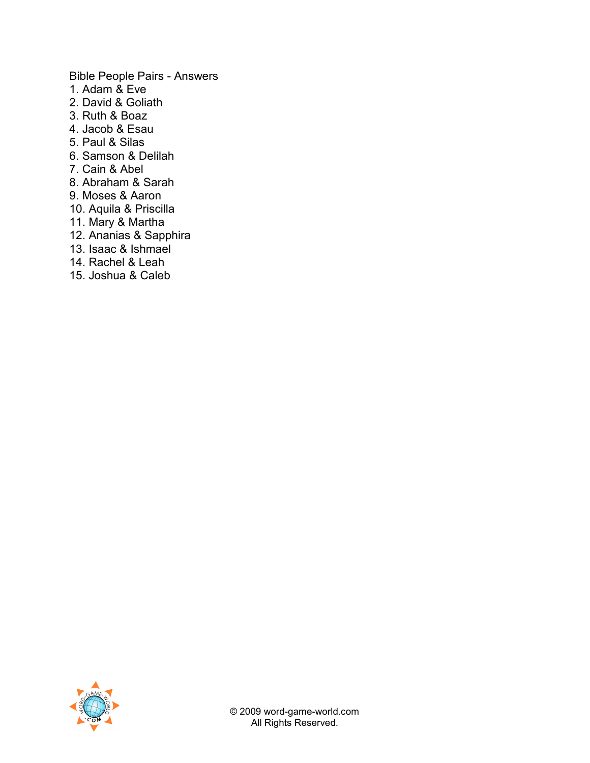Bible People Pairs - Answers

1. Adam & Eve
2. David & Goliath
3. Ruth & Boaz
4. Jacob & Esau
5. Paul & Silas
6. Samson & Delilah
7. Cain & Abel
8. Abraham & Sarah
9. Moses & Aaron
10. Aquila & Priscilla
11. Mary & Martha
12. Ananias & Sapphira
13. Isaac & Ishmael
14. Rachel & Leah
15. Joshua & Caleb

© 2009 word-game-world.com
All Rights Reserved.